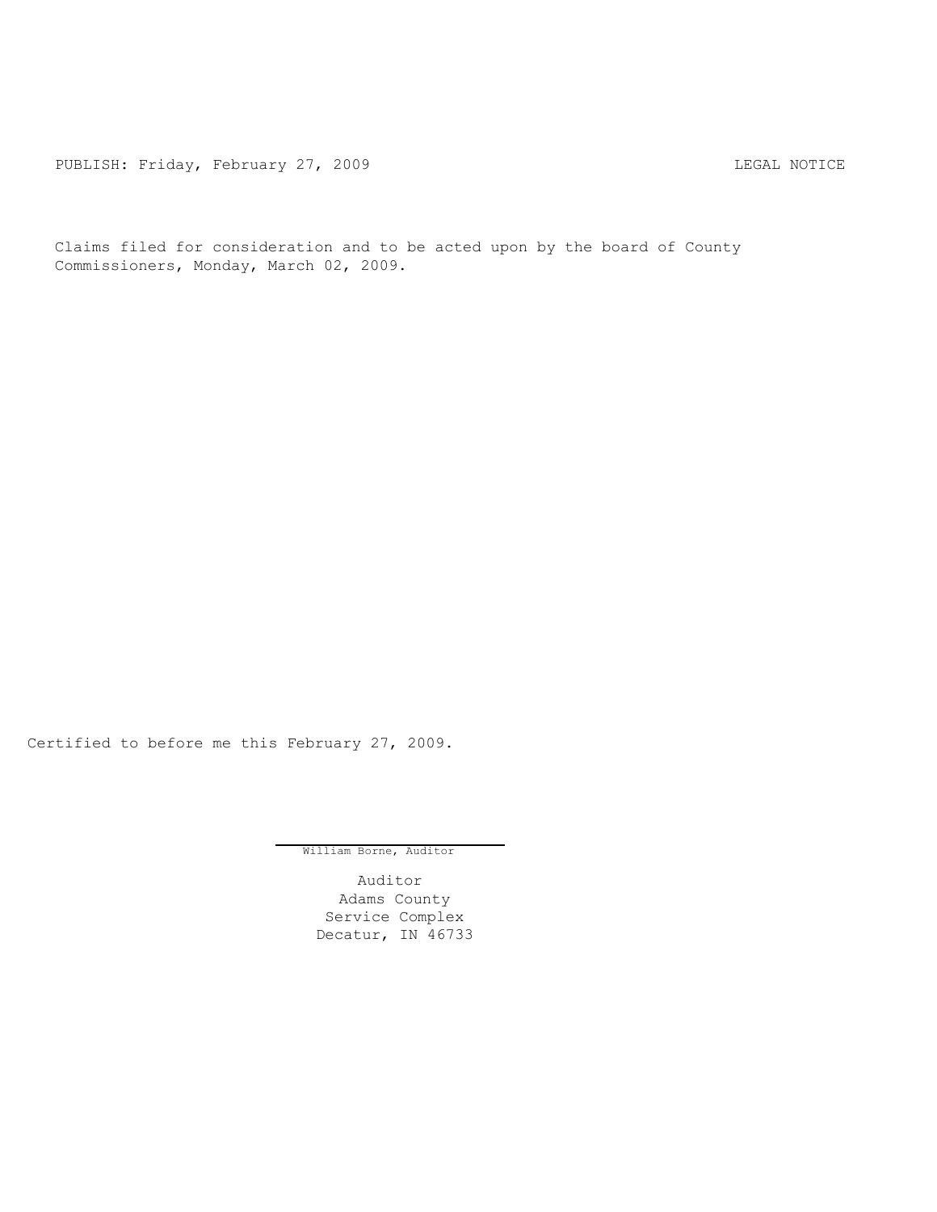PUBLISH: Friday, February 27, 2009 LEGAL NOTICE

Claims filed for consideration and to be acted upon by the board of County Commissioners, Monday, March 02, 2009.

Certified to before me this February 27, 2009.

William Borne, Auditor

Auditor
Adams County
Service Complex
Decatur, IN 46733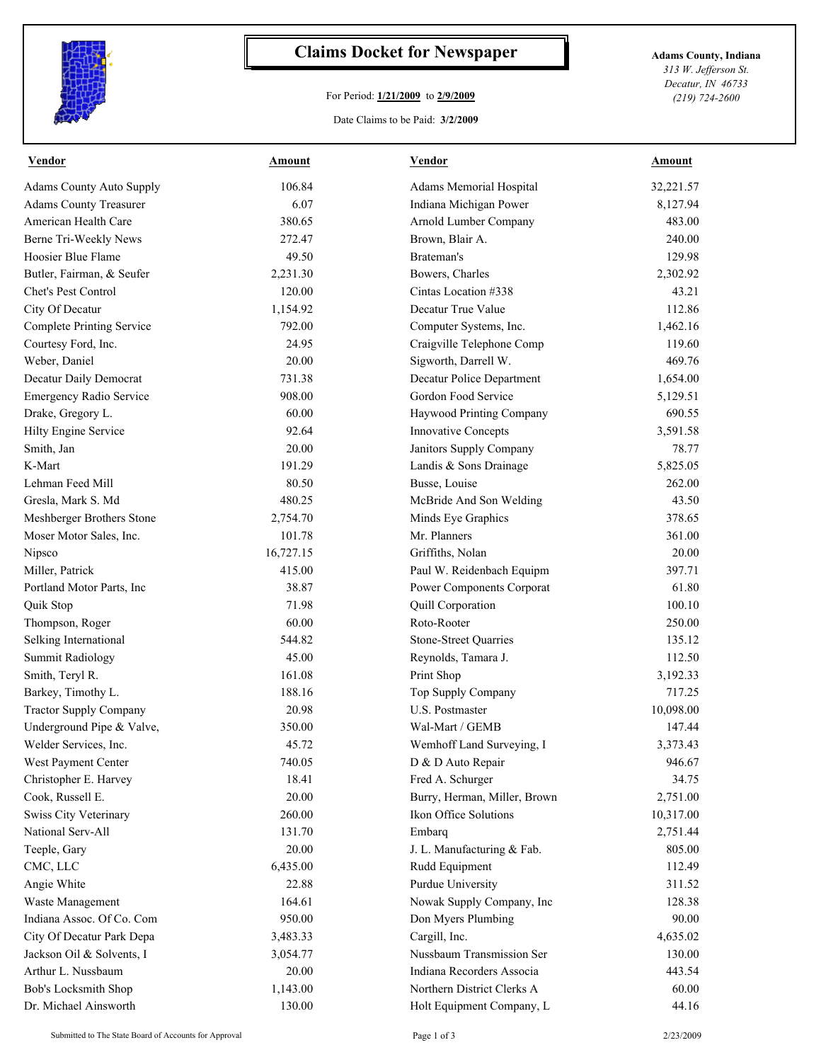# Claims Docket for Newspaper

For Period: **1/21/2009** to **2/9/2009**

Date Claims to be Paid: **3/2/2009**

**Adams County, Indiana**
*313 W. Jefferson St.*
*Decatur, IN 46733*
*(219) 724-2600*

| Vendor | Amount | Vendor | Amount |
|---|---|---|---|
| Adams County Auto Supply | 106.84 | Adams Memorial Hospital | 32,221.57 |
| Adams County Treasurer | 6.07 | Indiana Michigan Power | 8,127.94 |
| American Health Care | 380.65 | Arnold Lumber Company | 483.00 |
| Berne Tri-Weekly News | 272.47 | Brown, Blair A. | 240.00 |
| Hoosier Blue Flame | 49.50 | Brateman's | 129.98 |
| Butler, Fairman, & Seufer | 2,231.30 | Bowers, Charles | 2,302.92 |
| Chet's Pest Control | 120.00 | Cintas Location #338 | 43.21 |
| City Of Decatur | 1,154.92 | Decatur True Value | 112.86 |
| Complete Printing Service | 792.00 | Computer Systems, Inc. | 1,462.16 |
| Courtesy Ford, Inc. | 24.95 | Craigville Telephone Comp | 119.60 |
| Weber, Daniel | 20.00 | Sigworth, Darrell W. | 469.76 |
| Decatur Daily Democrat | 731.38 | Decatur Police Department | 1,654.00 |
| Emergency Radio Service | 908.00 | Gordon Food Service | 5,129.51 |
| Drake, Gregory L. | 60.00 | Haywood Printing Company | 690.55 |
| Hilty Engine Service | 92.64 | Innovative Concepts | 3,591.58 |
| Smith, Jan | 20.00 | Janitors Supply Company | 78.77 |
| K-Mart | 191.29 | Landis & Sons Drainage | 5,825.05 |
| Lehman Feed Mill | 80.50 | Busse, Louise | 262.00 |
| Gresla, Mark S. Md | 480.25 | McBride And Son Welding | 43.50 |
| Meshberger Brothers Stone | 2,754.70 | Minds Eye Graphics | 378.65 |
| Moser Motor Sales, Inc. | 101.78 | Mr. Planners | 361.00 |
| Nipsco | 16,727.15 | Griffiths, Nolan | 20.00 |
| Miller, Patrick | 415.00 | Paul W. Reidenbach Equipm | 397.71 |
| Portland Motor Parts, Inc | 38.87 | Power Components Corporat | 61.80 |
| Quik Stop | 71.98 | Quill Corporation | 100.10 |
| Thompson, Roger | 60.00 | Roto-Rooter | 250.00 |
| Selking International | 544.82 | Stone-Street Quarries | 135.12 |
| Summit Radiology | 45.00 | Reynolds, Tamara J. | 112.50 |
| Smith, Teryl R. | 161.08 | Print Shop | 3,192.33 |
| Barkey, Timothy L. | 188.16 | Top Supply Company | 717.25 |
| Tractor Supply Company | 20.98 | U.S. Postmaster | 10,098.00 |
| Underground Pipe & Valve, | 350.00 | Wal-Mart / GEMB | 147.44 |
| Welder Services, Inc. | 45.72 | Wemhoff Land Surveying, I | 3,373.43 |
| West Payment Center | 740.05 | D & D Auto Repair | 946.67 |
| Christopher E. Harvey | 18.41 | Fred A. Schurger | 34.75 |
| Cook, Russell E. | 20.00 | Burry, Herman, Miller, Brown | 2,751.00 |
| Swiss City Veterinary | 260.00 | Ikon Office Solutions | 10,317.00 |
| National Serv-All | 131.70 | Embarq | 2,751.44 |
| Teeple, Gary | 20.00 | J. L. Manufacturing & Fab. | 805.00 |
| CMC, LLC | 6,435.00 | Rudd Equipment | 112.49 |
| Angie White | 22.88 | Purdue University | 311.52 |
| Waste Management | 164.61 | Nowak Supply Company, Inc | 128.38 |
| Indiana Assoc. Of Co. Com | 950.00 | Don Myers Plumbing | 90.00 |
| City Of Decatur Park Depa | 3,483.33 | Cargill, Inc. | 4,635.02 |
| Jackson Oil & Solvents, I | 3,054.77 | Nussbaum Transmission Ser | 130.00 |
| Arthur L. Nussbaum | 20.00 | Indiana Recorders Associa | 443.54 |
| Bob's Locksmith Shop | 1,143.00 | Northern District Clerks A | 60.00 |
| Dr. Michael Ainsworth | 130.00 | Holt Equipment Company, L | 44.16 |

Submitted to The State Board of Accounts for Approval — 2/23/2009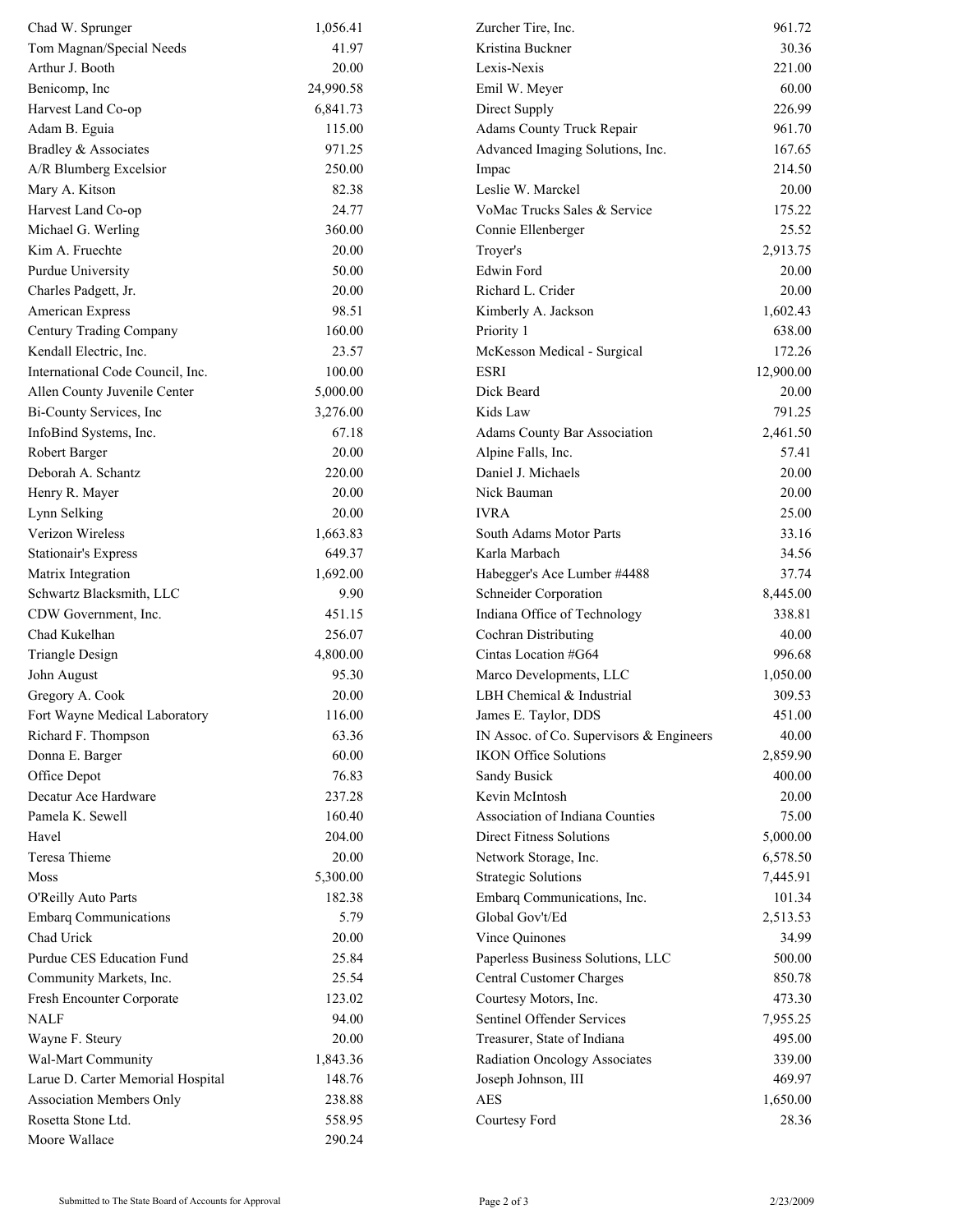| Name | Amount |
|---|---|
| Chad W. Sprunger | 1,056.41 |
| Tom Magnan/Special Needs | 41.97 |
| Arthur J. Booth | 20.00 |
| Benicomp, Inc | 24,990.58 |
| Harvest Land Co-op | 6,841.73 |
| Adam B. Eguia | 115.00 |
| Bradley & Associates | 971.25 |
| A/R Blumberg Excelsior | 250.00 |
| Mary A. Kitson | 82.38 |
| Harvest Land Co-op | 24.77 |
| Michael G. Werling | 360.00 |
| Kim A. Fruechte | 20.00 |
| Purdue University | 50.00 |
| Charles Padgett, Jr. | 20.00 |
| American Express | 98.51 |
| Century Trading Company | 160.00 |
| Kendall Electric, Inc. | 23.57 |
| International Code Council, Inc. | 100.00 |
| Allen County Juvenile Center | 5,000.00 |
| Bi-County Services, Inc | 3,276.00 |
| InfoBind Systems, Inc. | 67.18 |
| Robert Barger | 20.00 |
| Deborah A. Schantz | 220.00 |
| Henry R. Mayer | 20.00 |
| Lynn Selking | 20.00 |
| Verizon Wireless | 1,663.83 |
| Stationair's Express | 649.37 |
| Matrix Integration | 1,692.00 |
| Schwartz Blacksmith, LLC | 9.90 |
| CDW Government, Inc. | 451.15 |
| Chad Kukelhan | 256.07 |
| Triangle Design | 4,800.00 |
| John August | 95.30 |
| Gregory A. Cook | 20.00 |
| Fort Wayne Medical Laboratory | 116.00 |
| Richard F. Thompson | 63.36 |
| Donna E. Barger | 60.00 |
| Office Depot | 76.83 |
| Decatur Ace Hardware | 237.28 |
| Pamela K. Sewell | 160.40 |
| Havel | 204.00 |
| Teresa Thieme | 20.00 |
| Moss | 5,300.00 |
| O'Reilly Auto Parts | 182.38 |
| Embarq Communications | 5.79 |
| Chad Urick | 20.00 |
| Purdue CES Education Fund | 25.84 |
| Community Markets, Inc. | 25.54 |
| Fresh Encounter Corporate | 123.02 |
| NALF | 94.00 |
| Wayne F. Steury | 20.00 |
| Wal-Mart Community | 1,843.36 |
| Larue D. Carter Memorial Hospital | 148.76 |
| Association Members Only | 238.88 |
| Rosetta Stone Ltd. | 558.95 |
| Moore Wallace | 290.24 |
| Zurcher Tire, Inc. | 961.72 |
| Kristina Buckner | 30.36 |
| Lexis-Nexis | 221.00 |
| Emil W. Meyer | 60.00 |
| Direct Supply | 226.99 |
| Adams County Truck Repair | 961.70 |
| Advanced Imaging Solutions, Inc. | 167.65 |
| Impac | 214.50 |
| Leslie W. Marckel | 20.00 |
| VoMac Trucks Sales & Service | 175.22 |
| Connie Ellenberger | 25.52 |
| Troyer's | 2,913.75 |
| Edwin Ford | 20.00 |
| Richard L. Crider | 20.00 |
| Kimberly A. Jackson | 1,602.43 |
| Priority 1 | 638.00 |
| McKesson Medical - Surgical | 172.26 |
| ESRI | 12,900.00 |
| Dick Beard | 20.00 |
| Kids Law | 791.25 |
| Adams County Bar Association | 2,461.50 |
| Alpine Falls, Inc. | 57.41 |
| Daniel J. Michaels | 20.00 |
| Nick Bauman | 20.00 |
| IVRA | 25.00 |
| South Adams Motor Parts | 33.16 |
| Karla Marbach | 34.56 |
| Habegger's Ace Lumber #4488 | 37.74 |
| Schneider Corporation | 8,445.00 |
| Indiana Office of Technology | 338.81 |
| Cochran Distributing | 40.00 |
| Cintas Location #G64 | 996.68 |
| Marco Developments, LLC | 1,050.00 |
| LBH Chemical & Industrial | 309.53 |
| James E. Taylor, DDS | 451.00 |
| IN Assoc. of Co. Supervisors & Engineers | 40.00 |
| IKON Office Solutions | 2,859.90 |
| Sandy Busick | 400.00 |
| Kevin McIntosh | 20.00 |
| Association of Indiana Counties | 75.00 |
| Direct Fitness Solutions | 5,000.00 |
| Network Storage, Inc. | 6,578.50 |
| Strategic Solutions | 7,445.91 |
| Embarq Communications, Inc. | 101.34 |
| Global Gov't/Ed | 2,513.53 |
| Vince Quinones | 34.99 |
| Paperless Business Solutions, LLC | 500.00 |
| Central Customer Charges | 850.78 |
| Courtesy Motors, Inc. | 473.30 |
| Sentinel Offender Services | 7,955.25 |
| Treasurer, State of Indiana | 495.00 |
| Radiation Oncology Associates | 339.00 |
| Joseph Johnson, III | 469.97 |
| AES | 1,650.00 |
| Courtesy Ford | 28.36 |

Submitted to The State Board of Accounts for Approval — 2/23/2009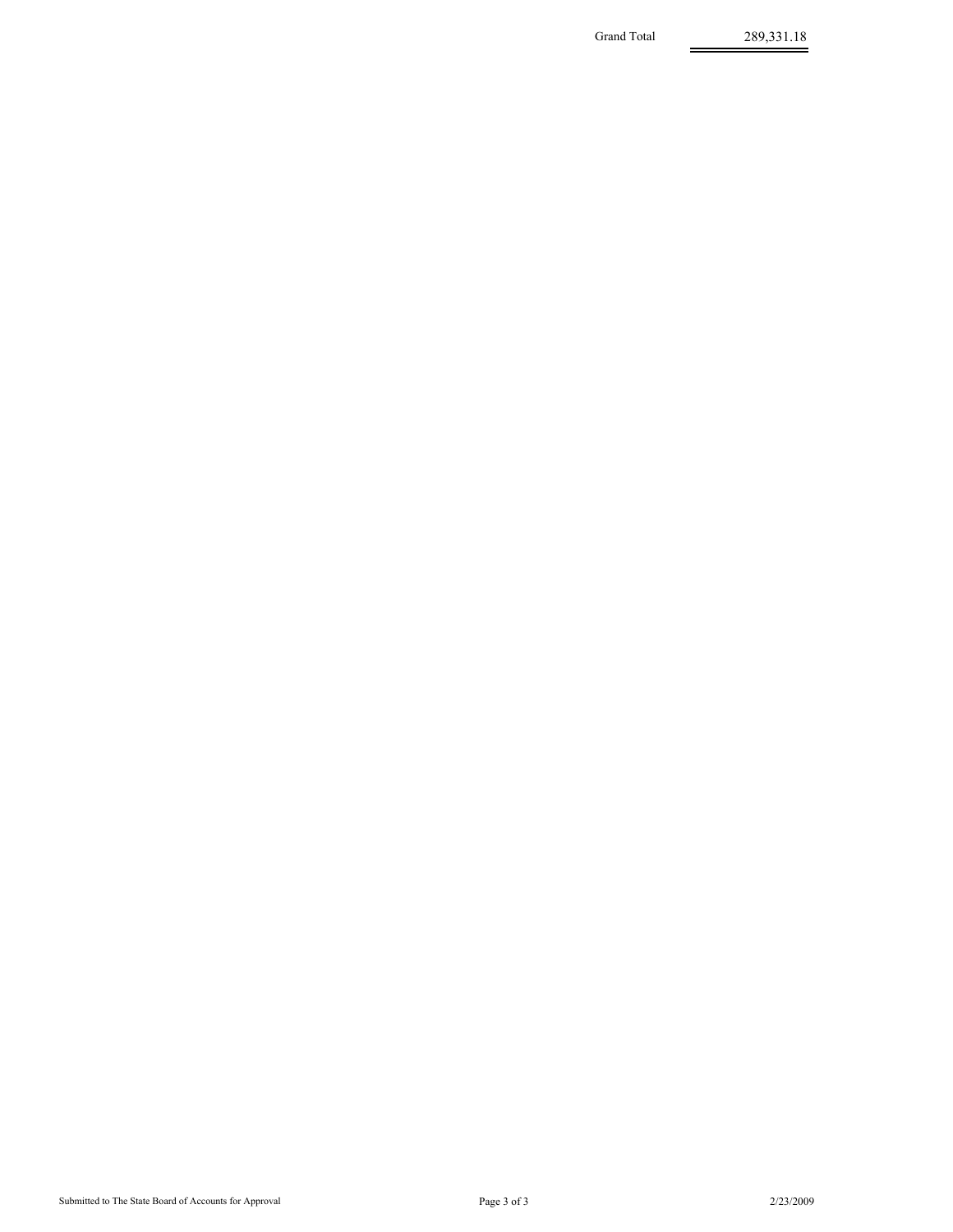| | |
|---|---|
| Grand Total | 289,331.18 |